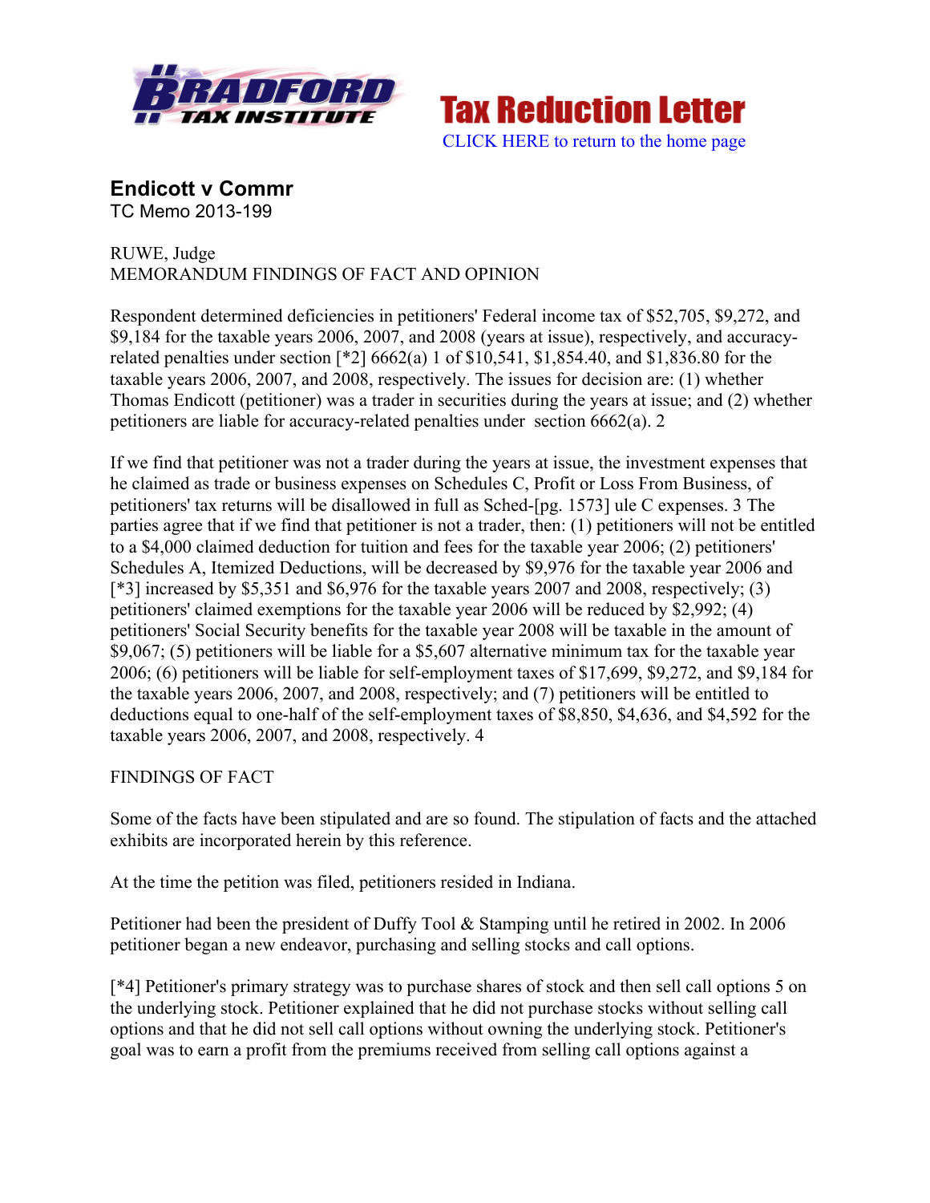**Tax Reduction Letter**

CLICK HERE to return to the home page

## Endicott v Commr

TC Memo 2013-199

RUWE, Judge
MEMORANDUM FINDINGS OF FACT AND OPINION

Respondent determined deficiencies in petitioners' Federal income tax of $52,705, $9,272, and $9,184 for the taxable years 2006, 2007, and 2008 (years at issue), respectively, and accuracy-related penalties under section [*2] 6662(a) 1 of $10,541, $1,854.40, and $1,836.80 for the taxable years 2006, 2007, and 2008, respectively. The issues for decision are: (1) whether Thomas Endicott (petitioner) was a trader in securities during the years at issue; and (2) whether petitioners are liable for accuracy-related penalties under section 6662(a). 2

If we find that petitioner was not a trader during the years at issue, the investment expenses that he claimed as trade or business expenses on Schedules C, Profit or Loss From Business, of petitioners' tax returns will be disallowed in full as Sched-[pg. 1573] ule C expenses. 3 The parties agree that if we find that petitioner is not a trader, then: (1) petitioners will not be entitled to a $4,000 claimed deduction for tuition and fees for the taxable year 2006; (2) petitioners' Schedules A, Itemized Deductions, will be decreased by $9,976 for the taxable year 2006 and [*3] increased by $5,351 and $6,976 for the taxable years 2007 and 2008, respectively; (3) petitioners' claimed exemptions for the taxable year 2006 will be reduced by $2,992; (4) petitioners' Social Security benefits for the taxable year 2008 will be taxable in the amount of $9,067; (5) petitioners will be liable for a $5,607 alternative minimum tax for the taxable year 2006; (6) petitioners will be liable for self-employment taxes of $17,699, $9,272, and $9,184 for the taxable years 2006, 2007, and 2008, respectively; and (7) petitioners will be entitled to deductions equal to one-half of the self-employment taxes of $8,850, $4,636, and $4,592 for the taxable years 2006, 2007, and 2008, respectively. 4

FINDINGS OF FACT

Some of the facts have been stipulated and are so found. The stipulation of facts and the attached exhibits are incorporated herein by this reference.

At the time the petition was filed, petitioners resided in Indiana.

Petitioner had been the president of Duffy Tool & Stamping until he retired in 2002. In 2006 petitioner began a new endeavor, purchasing and selling stocks and call options.

[*4] Petitioner's primary strategy was to purchase shares of stock and then sell call options 5 on the underlying stock. Petitioner explained that he did not purchase stocks without selling call options and that he did not sell call options without owning the underlying stock. Petitioner's goal was to earn a profit from the premiums received from selling call options against a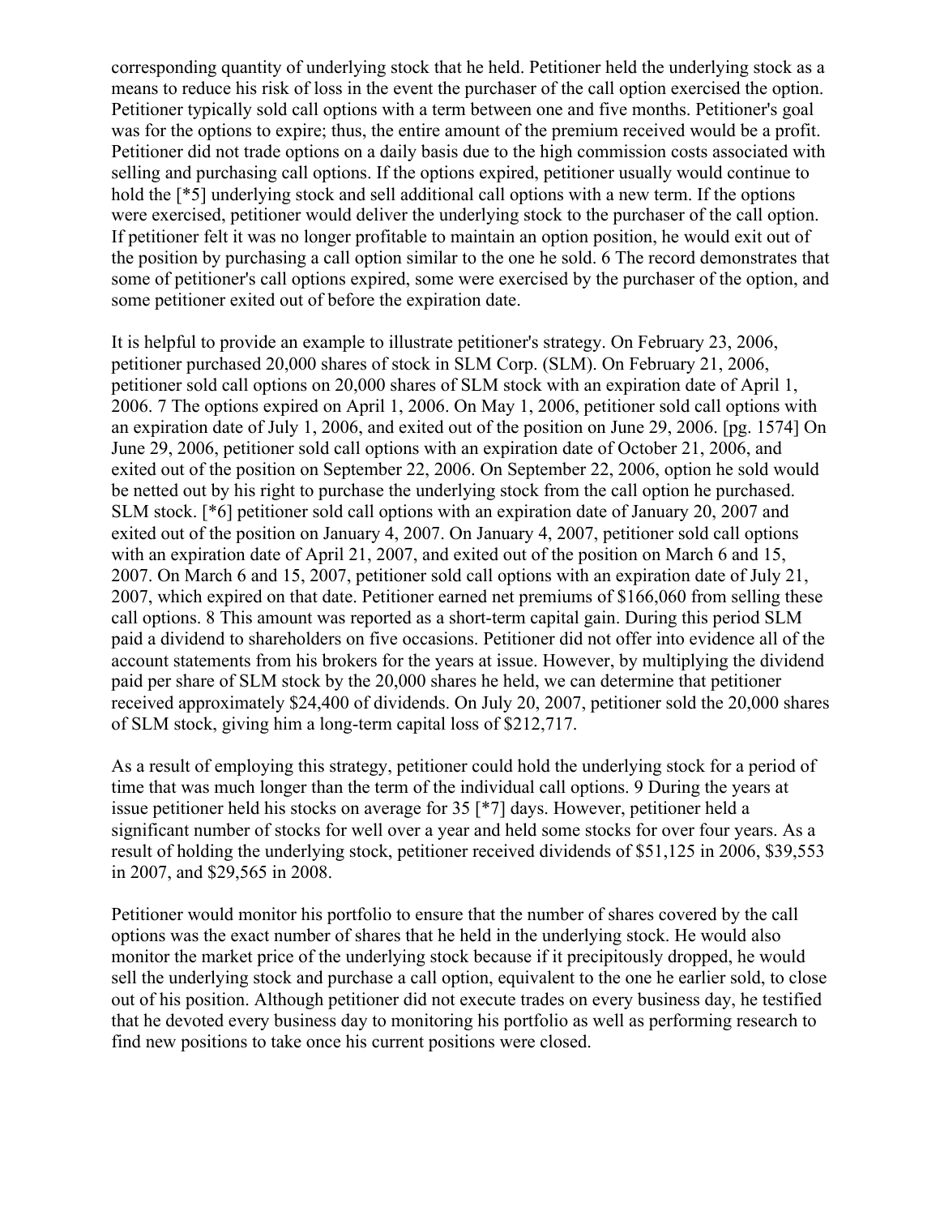corresponding quantity of underlying stock that he held. Petitioner held the underlying stock as a means to reduce his risk of loss in the event the purchaser of the call option exercised the option. Petitioner typically sold call options with a term between one and five months. Petitioner's goal was for the options to expire; thus, the entire amount of the premium received would be a profit. Petitioner did not trade options on a daily basis due to the high commission costs associated with selling and purchasing call options. If the options expired, petitioner usually would continue to hold the [*5] underlying stock and sell additional call options with a new term. If the options were exercised, petitioner would deliver the underlying stock to the purchaser of the call option. If petitioner felt it was no longer profitable to maintain an option position, he would exit out of the position by purchasing a call option similar to the one he sold. 6 The record demonstrates that some of petitioner's call options expired, some were exercised by the purchaser of the option, and some petitioner exited out of before the expiration date.

It is helpful to provide an example to illustrate petitioner's strategy. On February 23, 2006, petitioner purchased 20,000 shares of stock in SLM Corp. (SLM). On February 21, 2006, petitioner sold call options on 20,000 shares of SLM stock with an expiration date of April 1, 2006. 7 The options expired on April 1, 2006. On May 1, 2006, petitioner sold call options with an expiration date of July 1, 2006, and exited out of the position on June 29, 2006. [pg. 1574] On June 29, 2006, petitioner sold call options with an expiration date of October 21, 2006, and exited out of the position on September 22, 2006. On September 22, 2006, option he sold would be netted out by his right to purchase the underlying stock from the call option he purchased. SLM stock. [*6] petitioner sold call options with an expiration date of January 20, 2007 and exited out of the position on January 4, 2007. On January 4, 2007, petitioner sold call options with an expiration date of April 21, 2007, and exited out of the position on March 6 and 15, 2007. On March 6 and 15, 2007, petitioner sold call options with an expiration date of July 21, 2007, which expired on that date. Petitioner earned net premiums of $166,060 from selling these call options. 8 This amount was reported as a short-term capital gain. During this period SLM paid a dividend to shareholders on five occasions. Petitioner did not offer into evidence all of the account statements from his brokers for the years at issue. However, by multiplying the dividend paid per share of SLM stock by the 20,000 shares he held, we can determine that petitioner received approximately $24,400 of dividends. On July 20, 2007, petitioner sold the 20,000 shares of SLM stock, giving him a long-term capital loss of $212,717.

As a result of employing this strategy, petitioner could hold the underlying stock for a period of time that was much longer than the term of the individual call options. 9 During the years at issue petitioner held his stocks on average for 35 [*7] days. However, petitioner held a significant number of stocks for well over a year and held some stocks for over four years. As a result of holding the underlying stock, petitioner received dividends of $51,125 in 2006, $39,553 in 2007, and $29,565 in 2008.

Petitioner would monitor his portfolio to ensure that the number of shares covered by the call options was the exact number of shares that he held in the underlying stock. He would also monitor the market price of the underlying stock because if it precipitously dropped, he would sell the underlying stock and purchase a call option, equivalent to the one he earlier sold, to close out of his position. Although petitioner did not execute trades on every business day, he testified that he devoted every business day to monitoring his portfolio as well as performing research to find new positions to take once his current positions were closed.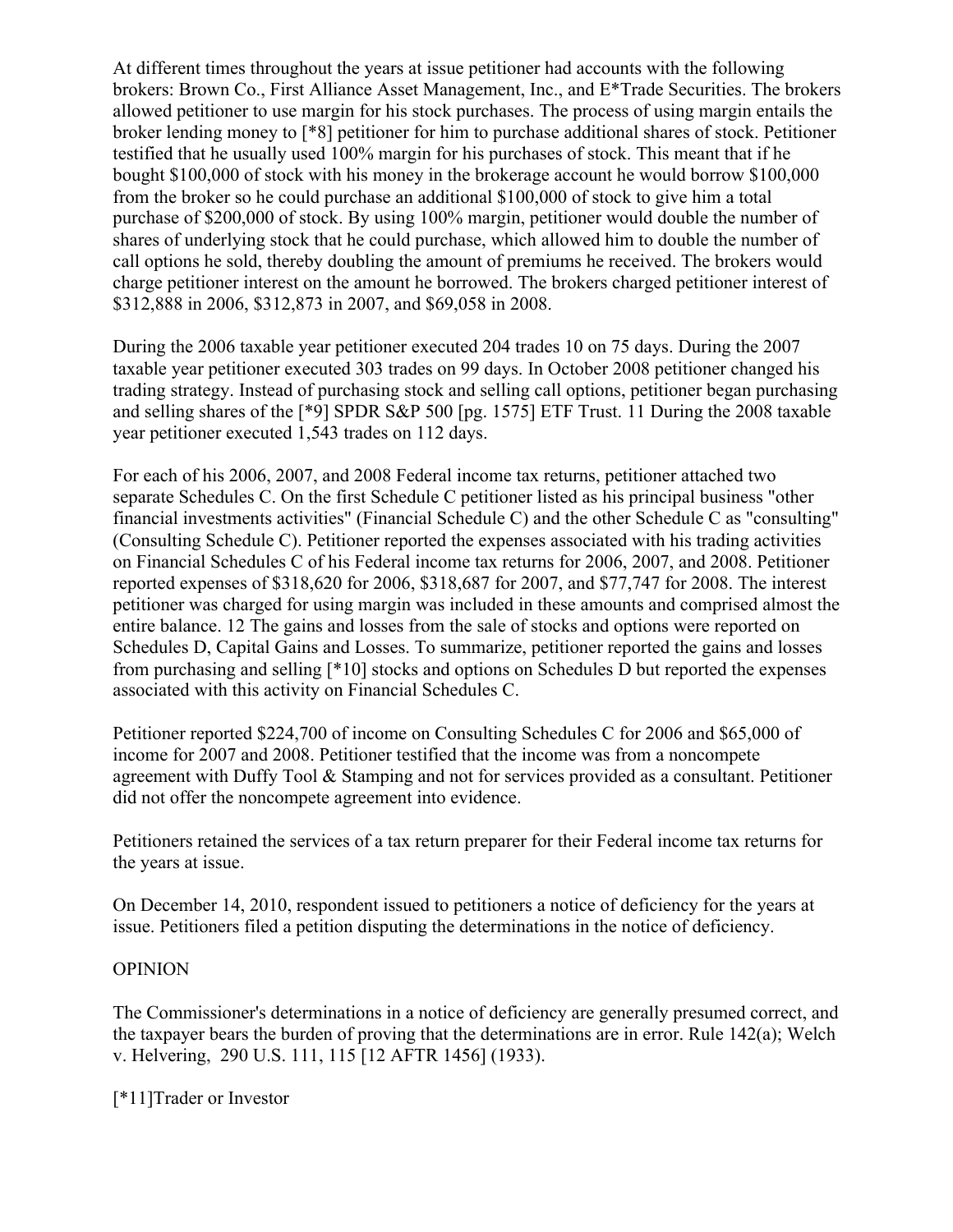At different times throughout the years at issue petitioner had accounts with the following brokers: Brown Co., First Alliance Asset Management, Inc., and E*Trade Securities. The brokers allowed petitioner to use margin for his stock purchases. The process of using margin entails the broker lending money to [*8] petitioner for him to purchase additional shares of stock. Petitioner testified that he usually used 100% margin for his purchases of stock. This meant that if he bought $100,000 of stock with his money in the brokerage account he would borrow $100,000 from the broker so he could purchase an additional $100,000 of stock to give him a total purchase of $200,000 of stock. By using 100% margin, petitioner would double the number of shares of underlying stock that he could purchase, which allowed him to double the number of call options he sold, thereby doubling the amount of premiums he received. The brokers would charge petitioner interest on the amount he borrowed. The brokers charged petitioner interest of $312,888 in 2006, $312,873 in 2007, and $69,058 in 2008.

During the 2006 taxable year petitioner executed 204 trades 10 on 75 days. During the 2007 taxable year petitioner executed 303 trades on 99 days. In October 2008 petitioner changed his trading strategy. Instead of purchasing stock and selling call options, petitioner began purchasing and selling shares of the [*9] SPDR S&P 500 [pg. 1575] ETF Trust. 11 During the 2008 taxable year petitioner executed 1,543 trades on 112 days.

For each of his 2006, 2007, and 2008 Federal income tax returns, petitioner attached two separate Schedules C. On the first Schedule C petitioner listed as his principal business "other financial investments activities" (Financial Schedule C) and the other Schedule C as "consulting" (Consulting Schedule C). Petitioner reported the expenses associated with his trading activities on Financial Schedules C of his Federal income tax returns for 2006, 2007, and 2008. Petitioner reported expenses of $318,620 for 2006, $318,687 for 2007, and $77,747 for 2008. The interest petitioner was charged for using margin was included in these amounts and comprised almost the entire balance. 12 The gains and losses from the sale of stocks and options were reported on Schedules D, Capital Gains and Losses. To summarize, petitioner reported the gains and losses from purchasing and selling [*10] stocks and options on Schedules D but reported the expenses associated with this activity on Financial Schedules C.

Petitioner reported $224,700 of income on Consulting Schedules C for 2006 and $65,000 of income for 2007 and 2008. Petitioner testified that the income was from a noncompete agreement with Duffy Tool & Stamping and not for services provided as a consultant. Petitioner did not offer the noncompete agreement into evidence.

Petitioners retained the services of a tax return preparer for their Federal income tax returns for the years at issue.

On December 14, 2010, respondent issued to petitioners a notice of deficiency for the years at issue. Petitioners filed a petition disputing the determinations in the notice of deficiency.

OPINION

The Commissioner's determinations in a notice of deficiency are generally presumed correct, and the taxpayer bears the burden of proving that the determinations are in error. Rule 142(a); Welch v. Helvering, 290 U.S. 111, 115 [12 AFTR 1456] (1933).

[*11]Trader or Investor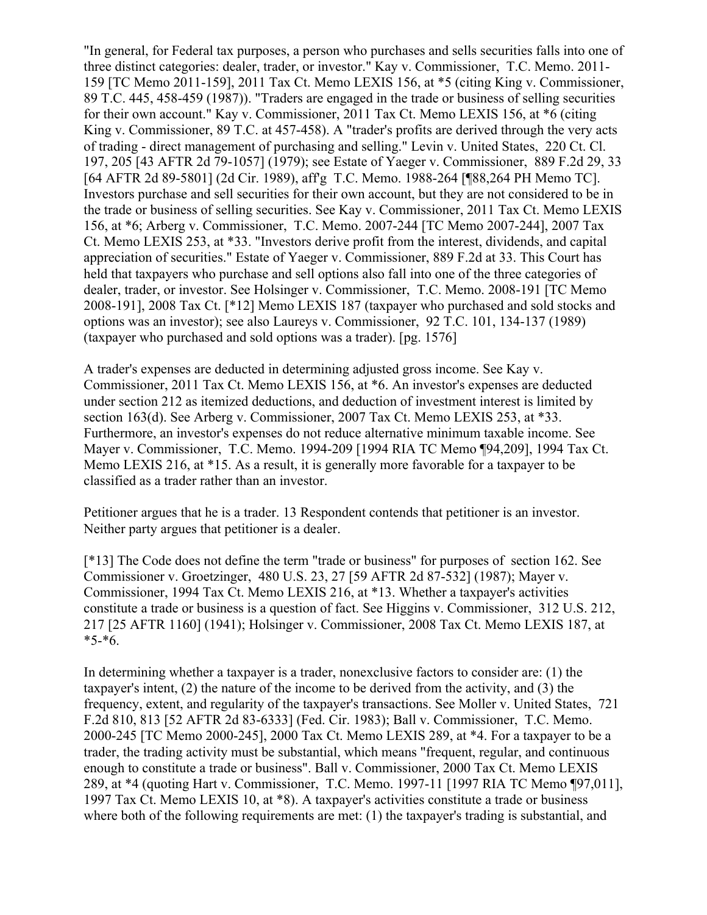"In general, for Federal tax purposes, a person who purchases and sells securities falls into one of three distinct categories: dealer, trader, or investor." Kay v. Commissioner, T.C. Memo. 2011-159 [TC Memo 2011-159], 2011 Tax Ct. Memo LEXIS 156, at *5 (citing King v. Commissioner, 89 T.C. 445, 458-459 (1987)). "Traders are engaged in the trade or business of selling securities for their own account." Kay v. Commissioner, 2011 Tax Ct. Memo LEXIS 156, at *6 (citing King v. Commissioner, 89 T.C. at 457-458). A "trader's profits are derived through the very acts of trading - direct management of purchasing and selling." Levin v. United States, 220 Ct. Cl. 197, 205 [43 AFTR 2d 79-1057] (1979); see Estate of Yaeger v. Commissioner, 889 F.2d 29, 33 [64 AFTR 2d 89-5801] (2d Cir. 1989), aff'g T.C. Memo. 1988-264 [¶88,264 PH Memo TC]. Investors purchase and sell securities for their own account, but they are not considered to be in the trade or business of selling securities. See Kay v. Commissioner, 2011 Tax Ct. Memo LEXIS 156, at *6; Arberg v. Commissioner, T.C. Memo. 2007-244 [TC Memo 2007-244], 2007 Tax Ct. Memo LEXIS 253, at *33. "Investors derive profit from the interest, dividends, and capital appreciation of securities." Estate of Yaeger v. Commissioner, 889 F.2d at 33. This Court has held that taxpayers who purchase and sell options also fall into one of the three categories of dealer, trader, or investor. See Holsinger v. Commissioner, T.C. Memo. 2008-191 [TC Memo 2008-191], 2008 Tax Ct. [*12] Memo LEXIS 187 (taxpayer who purchased and sold stocks and options was an investor); see also Laureys v. Commissioner, 92 T.C. 101, 134-137 (1989) (taxpayer who purchased and sold options was a trader). [pg. 1576]

A trader's expenses are deducted in determining adjusted gross income. See Kay v. Commissioner, 2011 Tax Ct. Memo LEXIS 156, at *6. An investor's expenses are deducted under section 212 as itemized deductions, and deduction of investment interest is limited by section 163(d). See Arberg v. Commissioner, 2007 Tax Ct. Memo LEXIS 253, at *33. Furthermore, an investor's expenses do not reduce alternative minimum taxable income. See Mayer v. Commissioner, T.C. Memo. 1994-209 [1994 RIA TC Memo ¶94,209], 1994 Tax Ct. Memo LEXIS 216, at *15. As a result, it is generally more favorable for a taxpayer to be classified as a trader rather than an investor.

Petitioner argues that he is a trader. 13 Respondent contends that petitioner is an investor. Neither party argues that petitioner is a dealer.

[*13] The Code does not define the term "trade or business" for purposes of section 162. See Commissioner v. Groetzinger, 480 U.S. 23, 27 [59 AFTR 2d 87-532] (1987); Mayer v. Commissioner, 1994 Tax Ct. Memo LEXIS 216, at *13. Whether a taxpayer's activities constitute a trade or business is a question of fact. See Higgins v. Commissioner, 312 U.S. 212, 217 [25 AFTR 1160] (1941); Holsinger v. Commissioner, 2008 Tax Ct. Memo LEXIS 187, at *5-*6.

In determining whether a taxpayer is a trader, nonexclusive factors to consider are: (1) the taxpayer's intent, (2) the nature of the income to be derived from the activity, and (3) the frequency, extent, and regularity of the taxpayer's transactions. See Moller v. United States, 721 F.2d 810, 813 [52 AFTR 2d 83-6333] (Fed. Cir. 1983); Ball v. Commissioner, T.C. Memo. 2000-245 [TC Memo 2000-245], 2000 Tax Ct. Memo LEXIS 289, at *4. For a taxpayer to be a trader, the trading activity must be substantial, which means "frequent, regular, and continuous enough to constitute a trade or business". Ball v. Commissioner, 2000 Tax Ct. Memo LEXIS 289, at *4 (quoting Hart v. Commissioner, T.C. Memo. 1997-11 [1997 RIA TC Memo ¶97,011], 1997 Tax Ct. Memo LEXIS 10, at *8). A taxpayer's activities constitute a trade or business where both of the following requirements are met: (1) the taxpayer's trading is substantial, and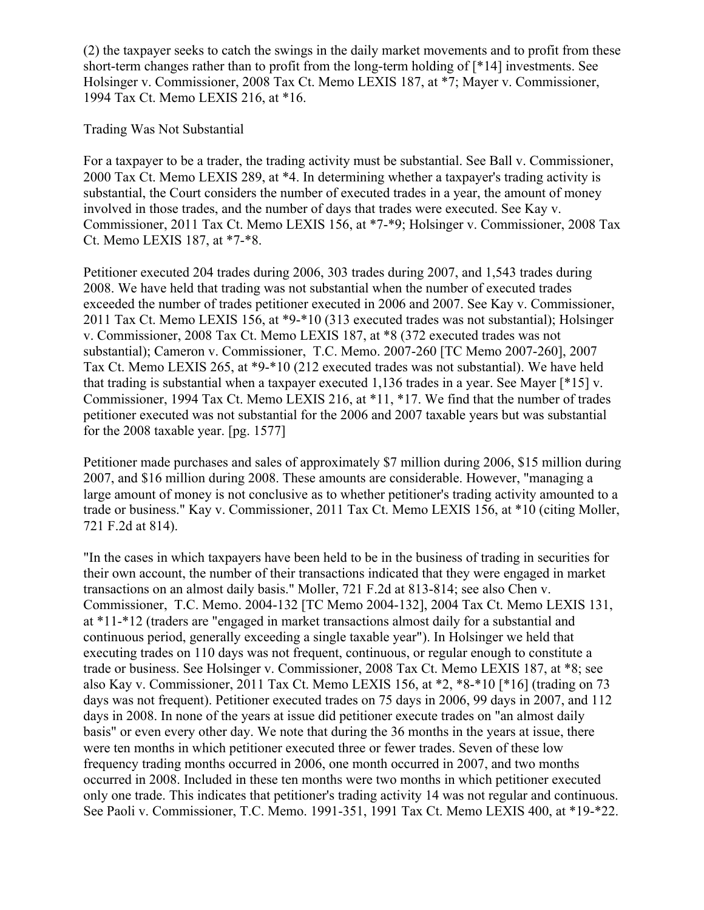(2) the taxpayer seeks to catch the swings in the daily market movements and to profit from these short-term changes rather than to profit from the long-term holding of [*14] investments. See Holsinger v. Commissioner, 2008 Tax Ct. Memo LEXIS 187, at *7; Mayer v. Commissioner, 1994 Tax Ct. Memo LEXIS 216, at *16.

Trading Was Not Substantial

For a taxpayer to be a trader, the trading activity must be substantial. See Ball v. Commissioner, 2000 Tax Ct. Memo LEXIS 289, at *4. In determining whether a taxpayer's trading activity is substantial, the Court considers the number of executed trades in a year, the amount of money involved in those trades, and the number of days that trades were executed. See Kay v. Commissioner, 2011 Tax Ct. Memo LEXIS 156, at *7-*9; Holsinger v. Commissioner, 2008 Tax Ct. Memo LEXIS 187, at *7-*8.

Petitioner executed 204 trades during 2006, 303 trades during 2007, and 1,543 trades during 2008. We have held that trading was not substantial when the number of executed trades exceeded the number of trades petitioner executed in 2006 and 2007. See Kay v. Commissioner, 2011 Tax Ct. Memo LEXIS 156, at *9-*10 (313 executed trades was not substantial); Holsinger v. Commissioner, 2008 Tax Ct. Memo LEXIS 187, at *8 (372 executed trades was not substantial); Cameron v. Commissioner, T.C. Memo. 2007-260 [TC Memo 2007-260], 2007 Tax Ct. Memo LEXIS 265, at *9-*10 (212 executed trades was not substantial). We have held that trading is substantial when a taxpayer executed 1,136 trades in a year. See Mayer [*15] v. Commissioner, 1994 Tax Ct. Memo LEXIS 216, at *11, *17. We find that the number of trades petitioner executed was not substantial for the 2006 and 2007 taxable years but was substantial for the 2008 taxable year. [pg. 1577]

Petitioner made purchases and sales of approximately $7 million during 2006, $15 million during 2007, and $16 million during 2008. These amounts are considerable. However, "managing a large amount of money is not conclusive as to whether petitioner's trading activity amounted to a trade or business." Kay v. Commissioner, 2011 Tax Ct. Memo LEXIS 156, at *10 (citing Moller, 721 F.2d at 814).

"In the cases in which taxpayers have been held to be in the business of trading in securities for their own account, the number of their transactions indicated that they were engaged in market transactions on an almost daily basis." Moller, 721 F.2d at 813-814; see also Chen v. Commissioner, T.C. Memo. 2004-132 [TC Memo 2004-132], 2004 Tax Ct. Memo LEXIS 131, at *11-*12 (traders are "engaged in market transactions almost daily for a substantial and continuous period, generally exceeding a single taxable year"). In Holsinger we held that executing trades on 110 days was not frequent, continuous, or regular enough to constitute a trade or business. See Holsinger v. Commissioner, 2008 Tax Ct. Memo LEXIS 187, at *8; see also Kay v. Commissioner, 2011 Tax Ct. Memo LEXIS 156, at *2, *8-*10 [*16] (trading on 73 days was not frequent). Petitioner executed trades on 75 days in 2006, 99 days in 2007, and 112 days in 2008. In none of the years at issue did petitioner execute trades on "an almost daily basis" or even every other day. We note that during the 36 months in the years at issue, there were ten months in which petitioner executed three or fewer trades. Seven of these low frequency trading months occurred in 2006, one month occurred in 2007, and two months occurred in 2008. Included in these ten months were two months in which petitioner executed only one trade. This indicates that petitioner's trading activity 14 was not regular and continuous. See Paoli v. Commissioner, T.C. Memo. 1991-351, 1991 Tax Ct. Memo LEXIS 400, at *19-*22.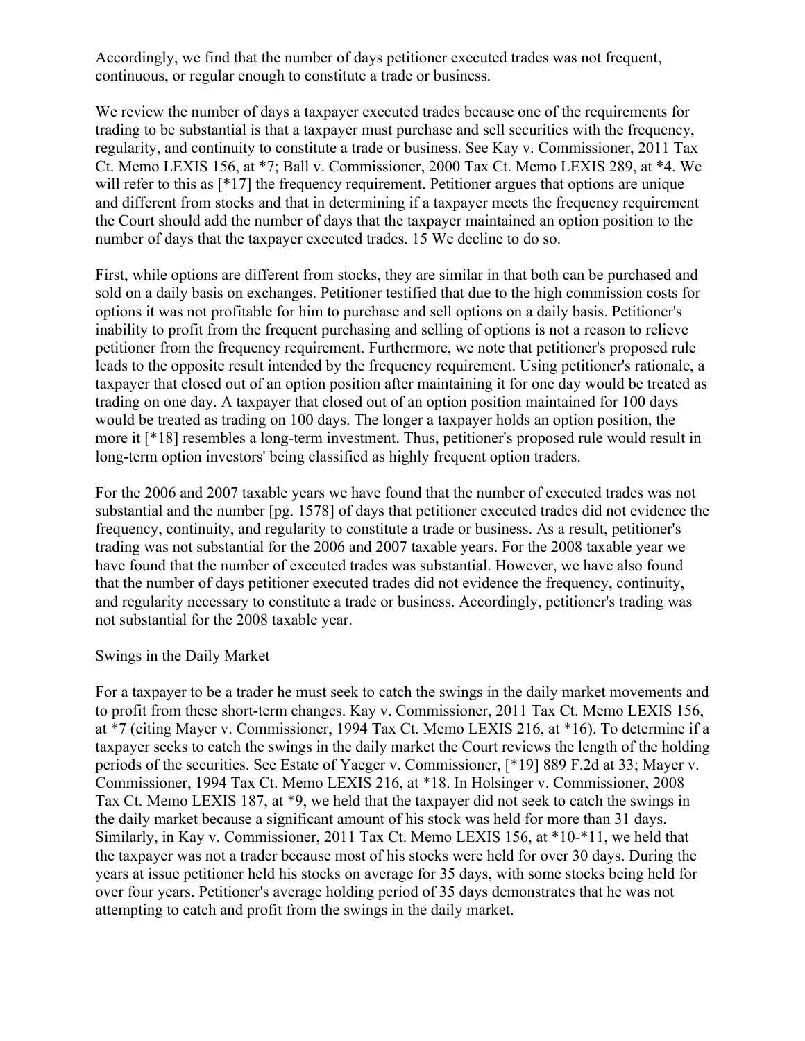Accordingly, we find that the number of days petitioner executed trades was not frequent, continuous, or regular enough to constitute a trade or business.

We review the number of days a taxpayer executed trades because one of the requirements for trading to be substantial is that a taxpayer must purchase and sell securities with the frequency, regularity, and continuity to constitute a trade or business. See Kay v. Commissioner, 2011 Tax Ct. Memo LEXIS 156, at *7; Ball v. Commissioner, 2000 Tax Ct. Memo LEXIS 289, at *4. We will refer to this as [*17] the frequency requirement. Petitioner argues that options are unique and different from stocks and that in determining if a taxpayer meets the frequency requirement the Court should add the number of days that the taxpayer maintained an option position to the number of days that the taxpayer executed trades. 15 We decline to do so.

First, while options are different from stocks, they are similar in that both can be purchased and sold on a daily basis on exchanges. Petitioner testified that due to the high commission costs for options it was not profitable for him to purchase and sell options on a daily basis. Petitioner's inability to profit from the frequent purchasing and selling of options is not a reason to relieve petitioner from the frequency requirement. Furthermore, we note that petitioner's proposed rule leads to the opposite result intended by the frequency requirement. Using petitioner's rationale, a taxpayer that closed out of an option position after maintaining it for one day would be treated as trading on one day. A taxpayer that closed out of an option position maintained for 100 days would be treated as trading on 100 days. The longer a taxpayer holds an option position, the more it [*18] resembles a long-term investment. Thus, petitioner's proposed rule would result in long-term option investors' being classified as highly frequent option traders.

For the 2006 and 2007 taxable years we have found that the number of executed trades was not substantial and the number [pg. 1578] of days that petitioner executed trades did not evidence the frequency, continuity, and regularity to constitute a trade or business. As a result, petitioner's trading was not substantial for the 2006 and 2007 taxable years. For the 2008 taxable year we have found that the number of executed trades was substantial. However, we have also found that the number of days petitioner executed trades did not evidence the frequency, continuity, and regularity necessary to constitute a trade or business. Accordingly, petitioner's trading was not substantial for the 2008 taxable year.

Swings in the Daily Market

For a taxpayer to be a trader he must seek to catch the swings in the daily market movements and to profit from these short-term changes. Kay v. Commissioner, 2011 Tax Ct. Memo LEXIS 156, at *7 (citing Mayer v. Commissioner, 1994 Tax Ct. Memo LEXIS 216, at *16). To determine if a taxpayer seeks to catch the swings in the daily market the Court reviews the length of the holding periods of the securities. See Estate of Yaeger v. Commissioner, [*19] 889 F.2d at 33; Mayer v. Commissioner, 1994 Tax Ct. Memo LEXIS 216, at *18. In Holsinger v. Commissioner, 2008 Tax Ct. Memo LEXIS 187, at *9, we held that the taxpayer did not seek to catch the swings in the daily market because a significant amount of his stock was held for more than 31 days. Similarly, in Kay v. Commissioner, 2011 Tax Ct. Memo LEXIS 156, at *10-*11, we held that the taxpayer was not a trader because most of his stocks were held for over 30 days. During the years at issue petitioner held his stocks on average for 35 days, with some stocks being held for over four years. Petitioner's average holding period of 35 days demonstrates that he was not attempting to catch and profit from the swings in the daily market.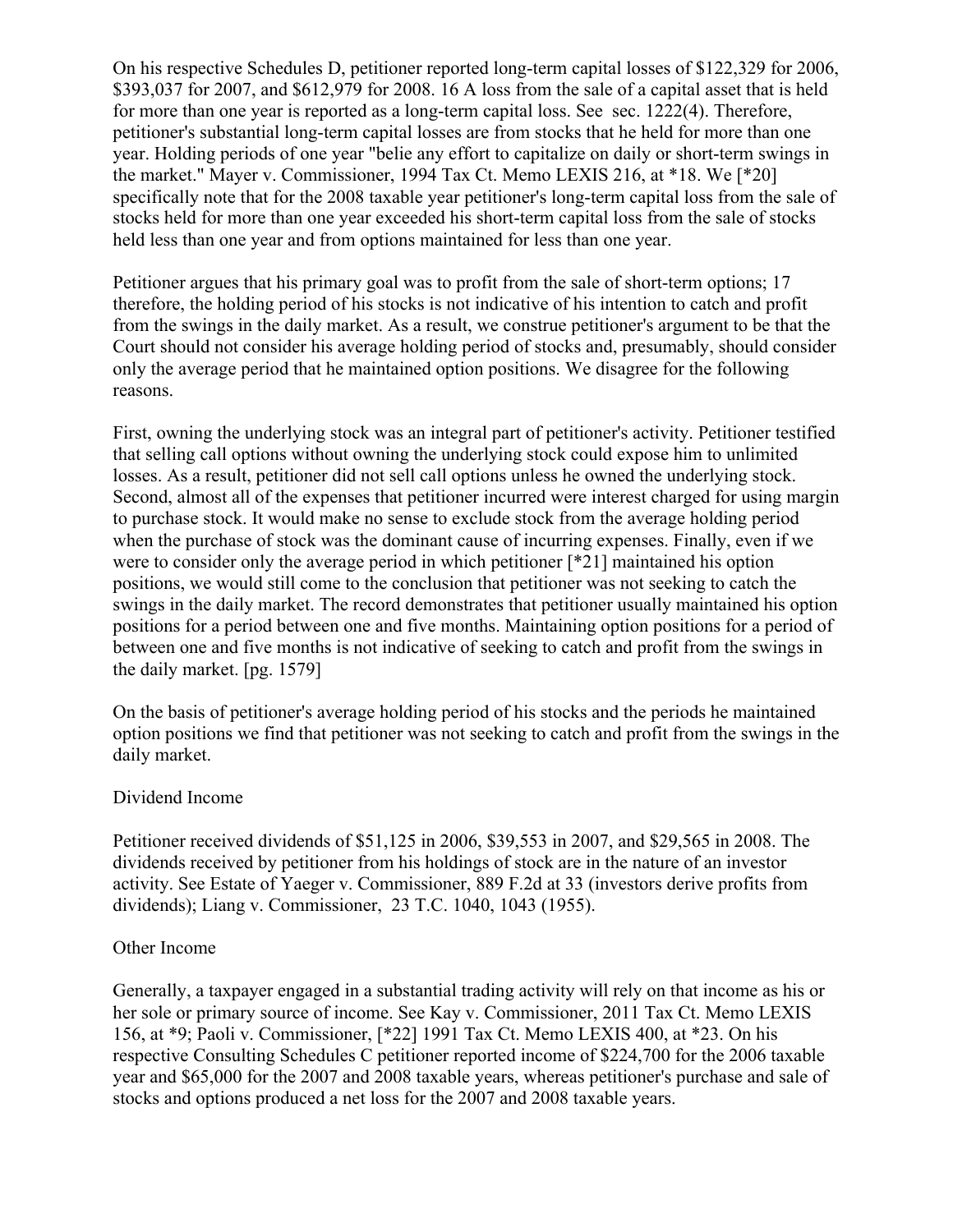On his respective Schedules D, petitioner reported long-term capital losses of $122,329 for 2006, $393,037 for 2007, and $612,979 for 2008. 16 A loss from the sale of a capital asset that is held for more than one year is reported as a long-term capital loss. See sec. 1222(4). Therefore, petitioner's substantial long-term capital losses are from stocks that he held for more than one year. Holding periods of one year "belie any effort to capitalize on daily or short-term swings in the market." Mayer v. Commissioner, 1994 Tax Ct. Memo LEXIS 216, at *18. We [*20] specifically note that for the 2008 taxable year petitioner's long-term capital loss from the sale of stocks held for more than one year exceeded his short-term capital loss from the sale of stocks held less than one year and from options maintained for less than one year.

Petitioner argues that his primary goal was to profit from the sale of short-term options; 17 therefore, the holding period of his stocks is not indicative of his intention to catch and profit from the swings in the daily market. As a result, we construe petitioner's argument to be that the Court should not consider his average holding period of stocks and, presumably, should consider only the average period that he maintained option positions. We disagree for the following reasons.

First, owning the underlying stock was an integral part of petitioner's activity. Petitioner testified that selling call options without owning the underlying stock could expose him to unlimited losses. As a result, petitioner did not sell call options unless he owned the underlying stock. Second, almost all of the expenses that petitioner incurred were interest charged for using margin to purchase stock. It would make no sense to exclude stock from the average holding period when the purchase of stock was the dominant cause of incurring expenses. Finally, even if we were to consider only the average period in which petitioner [*21] maintained his option positions, we would still come to the conclusion that petitioner was not seeking to catch the swings in the daily market. The record demonstrates that petitioner usually maintained his option positions for a period between one and five months. Maintaining option positions for a period of between one and five months is not indicative of seeking to catch and profit from the swings in the daily market. [pg. 1579]

On the basis of petitioner's average holding period of his stocks and the periods he maintained option positions we find that petitioner was not seeking to catch and profit from the swings in the daily market.

Dividend Income

Petitioner received dividends of $51,125 in 2006, $39,553 in 2007, and $29,565 in 2008. The dividends received by petitioner from his holdings of stock are in the nature of an investor activity. See Estate of Yaeger v. Commissioner, 889 F.2d at 33 (investors derive profits from dividends); Liang v. Commissioner, 23 T.C. 1040, 1043 (1955).

Other Income

Generally, a taxpayer engaged in a substantial trading activity will rely on that income as his or her sole or primary source of income. See Kay v. Commissioner, 2011 Tax Ct. Memo LEXIS 156, at *9; Paoli v. Commissioner, [*22] 1991 Tax Ct. Memo LEXIS 400, at *23. On his respective Consulting Schedules C petitioner reported income of $224,700 for the 2006 taxable year and $65,000 for the 2007 and 2008 taxable years, whereas petitioner's purchase and sale of stocks and options produced a net loss for the 2007 and 2008 taxable years.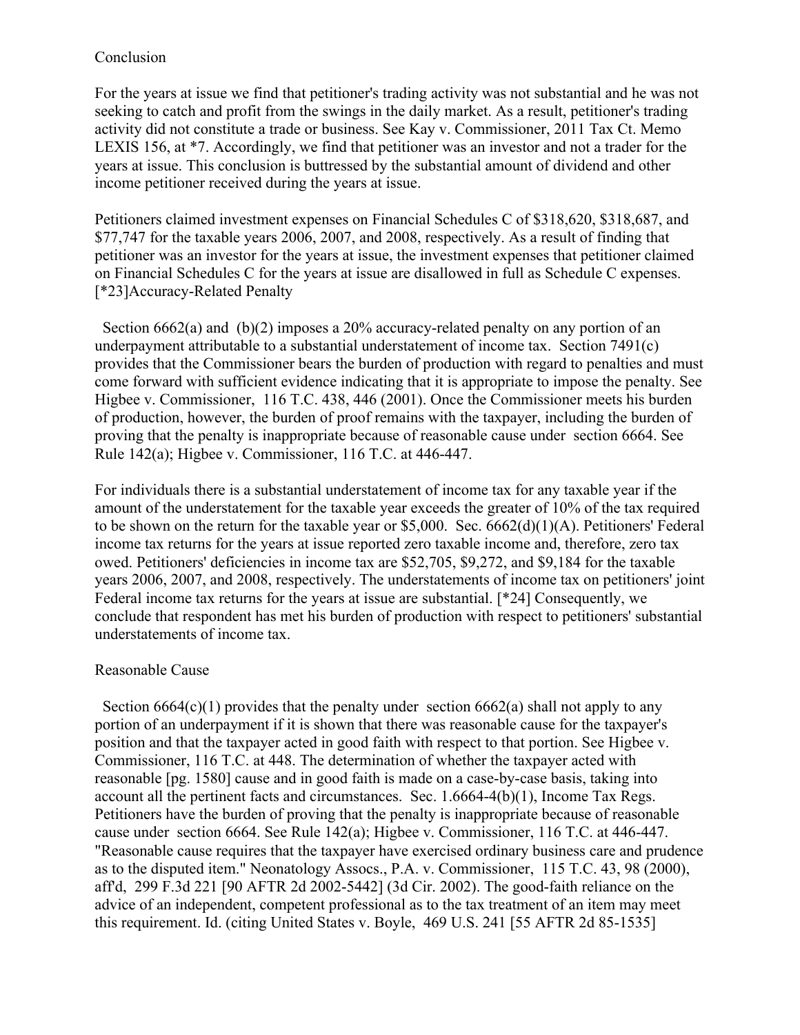## Conclusion

For the years at issue we find that petitioner's trading activity was not substantial and he was not seeking to catch and profit from the swings in the daily market. As a result, petitioner's trading activity did not constitute a trade or business. See Kay v. Commissioner, 2011 Tax Ct. Memo LEXIS 156, at *7. Accordingly, we find that petitioner was an investor and not a trader for the years at issue. This conclusion is buttressed by the substantial amount of dividend and other income petitioner received during the years at issue.

Petitioners claimed investment expenses on Financial Schedules C of $318,620, $318,687, and $77,747 for the taxable years 2006, 2007, and 2008, respectively. As a result of finding that petitioner was an investor for the years at issue, the investment expenses that petitioner claimed on Financial Schedules C for the years at issue are disallowed in full as Schedule C expenses. [*23]Accuracy-Related Penalty

Section 6662(a) and (b)(2) imposes a 20% accuracy-related penalty on any portion of an underpayment attributable to a substantial understatement of income tax. Section 7491(c) provides that the Commissioner bears the burden of production with regard to penalties and must come forward with sufficient evidence indicating that it is appropriate to impose the penalty. See Higbee v. Commissioner, 116 T.C. 438, 446 (2001). Once the Commissioner meets his burden of production, however, the burden of proof remains with the taxpayer, including the burden of proving that the penalty is inappropriate because of reasonable cause under section 6664. See Rule 142(a); Higbee v. Commissioner, 116 T.C. at 446-447.

For individuals there is a substantial understatement of income tax for any taxable year if the amount of the understatement for the taxable year exceeds the greater of 10% of the tax required to be shown on the return for the taxable year or $5,000. Sec. 6662(d)(1)(A). Petitioners' Federal income tax returns for the years at issue reported zero taxable income and, therefore, zero tax owed. Petitioners' deficiencies in income tax are $52,705, $9,272, and $9,184 for the taxable years 2006, 2007, and 2008, respectively. The understatements of income tax on petitioners' joint Federal income tax returns for the years at issue are substantial. [*24] Consequently, we conclude that respondent has met his burden of production with respect to petitioners' substantial understatements of income tax.

## Reasonable Cause

Section 6664(c)(1) provides that the penalty under section 6662(a) shall not apply to any portion of an underpayment if it is shown that there was reasonable cause for the taxpayer's position and that the taxpayer acted in good faith with respect to that portion. See Higbee v. Commissioner, 116 T.C. at 448. The determination of whether the taxpayer acted with reasonable [pg. 1580] cause and in good faith is made on a case-by-case basis, taking into account all the pertinent facts and circumstances. Sec. 1.6664-4(b)(1), Income Tax Regs. Petitioners have the burden of proving that the penalty is inappropriate because of reasonable cause under section 6664. See Rule 142(a); Higbee v. Commissioner, 116 T.C. at 446-447. "Reasonable cause requires that the taxpayer have exercised ordinary business care and prudence as to the disputed item." Neonatology Assocs., P.A. v. Commissioner, 115 T.C. 43, 98 (2000), aff'd, 299 F.3d 221 [90 AFTR 2d 2002-5442] (3d Cir. 2002). The good-faith reliance on the advice of an independent, competent professional as to the tax treatment of an item may meet this requirement. Id. (citing United States v. Boyle, 469 U.S. 241 [55 AFTR 2d 85-1535]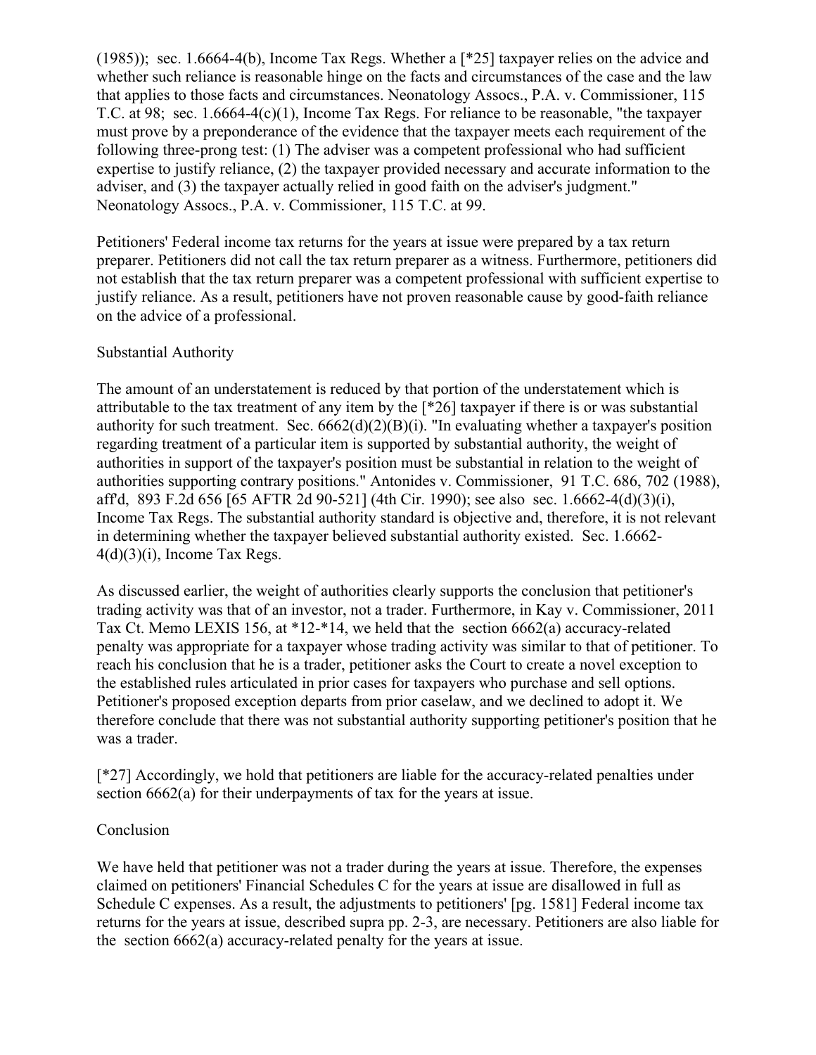(1985)); sec. 1.6664-4(b), Income Tax Regs. Whether a [*25] taxpayer relies on the advice and whether such reliance is reasonable hinge on the facts and circumstances of the case and the law that applies to those facts and circumstances. Neonatology Assocs., P.A. v. Commissioner, 115 T.C. at 98; sec. 1.6664-4(c)(1), Income Tax Regs. For reliance to be reasonable, "the taxpayer must prove by a preponderance of the evidence that the taxpayer meets each requirement of the following three-prong test: (1) The adviser was a competent professional who had sufficient expertise to justify reliance, (2) the taxpayer provided necessary and accurate information to the adviser, and (3) the taxpayer actually relied in good faith on the adviser's judgment." Neonatology Assocs., P.A. v. Commissioner, 115 T.C. at 99.

Petitioners' Federal income tax returns for the years at issue were prepared by a tax return preparer. Petitioners did not call the tax return preparer as a witness. Furthermore, petitioners did not establish that the tax return preparer was a competent professional with sufficient expertise to justify reliance. As a result, petitioners have not proven reasonable cause by good-faith reliance on the advice of a professional.

Substantial Authority

The amount of an understatement is reduced by that portion of the understatement which is attributable to the tax treatment of any item by the [*26] taxpayer if there is or was substantial authority for such treatment. Sec. 6662(d)(2)(B)(i). "In evaluating whether a taxpayer's position regarding treatment of a particular item is supported by substantial authority, the weight of authorities in support of the taxpayer's position must be substantial in relation to the weight of authorities supporting contrary positions." Antonides v. Commissioner, 91 T.C. 686, 702 (1988), aff'd, 893 F.2d 656 [65 AFTR 2d 90-521] (4th Cir. 1990); see also sec. 1.6662-4(d)(3)(i), Income Tax Regs. The substantial authority standard is objective and, therefore, it is not relevant in determining whether the taxpayer believed substantial authority existed. Sec. 1.6662-4(d)(3)(i), Income Tax Regs.

As discussed earlier, the weight of authorities clearly supports the conclusion that petitioner's trading activity was that of an investor, not a trader. Furthermore, in Kay v. Commissioner, 2011 Tax Ct. Memo LEXIS 156, at *12-*14, we held that the section 6662(a) accuracy-related penalty was appropriate for a taxpayer whose trading activity was similar to that of petitioner. To reach his conclusion that he is a trader, petitioner asks the Court to create a novel exception to the established rules articulated in prior cases for taxpayers who purchase and sell options. Petitioner's proposed exception departs from prior caselaw, and we declined to adopt it. We therefore conclude that there was not substantial authority supporting petitioner's position that he was a trader.

[*27] Accordingly, we hold that petitioners are liable for the accuracy-related penalties under section 6662(a) for their underpayments of tax for the years at issue.

Conclusion

We have held that petitioner was not a trader during the years at issue. Therefore, the expenses claimed on petitioners' Financial Schedules C for the years at issue are disallowed in full as Schedule C expenses. As a result, the adjustments to petitioners' [pg. 1581] Federal income tax returns for the years at issue, described supra pp. 2-3, are necessary. Petitioners are also liable for the section 6662(a) accuracy-related penalty for the years at issue.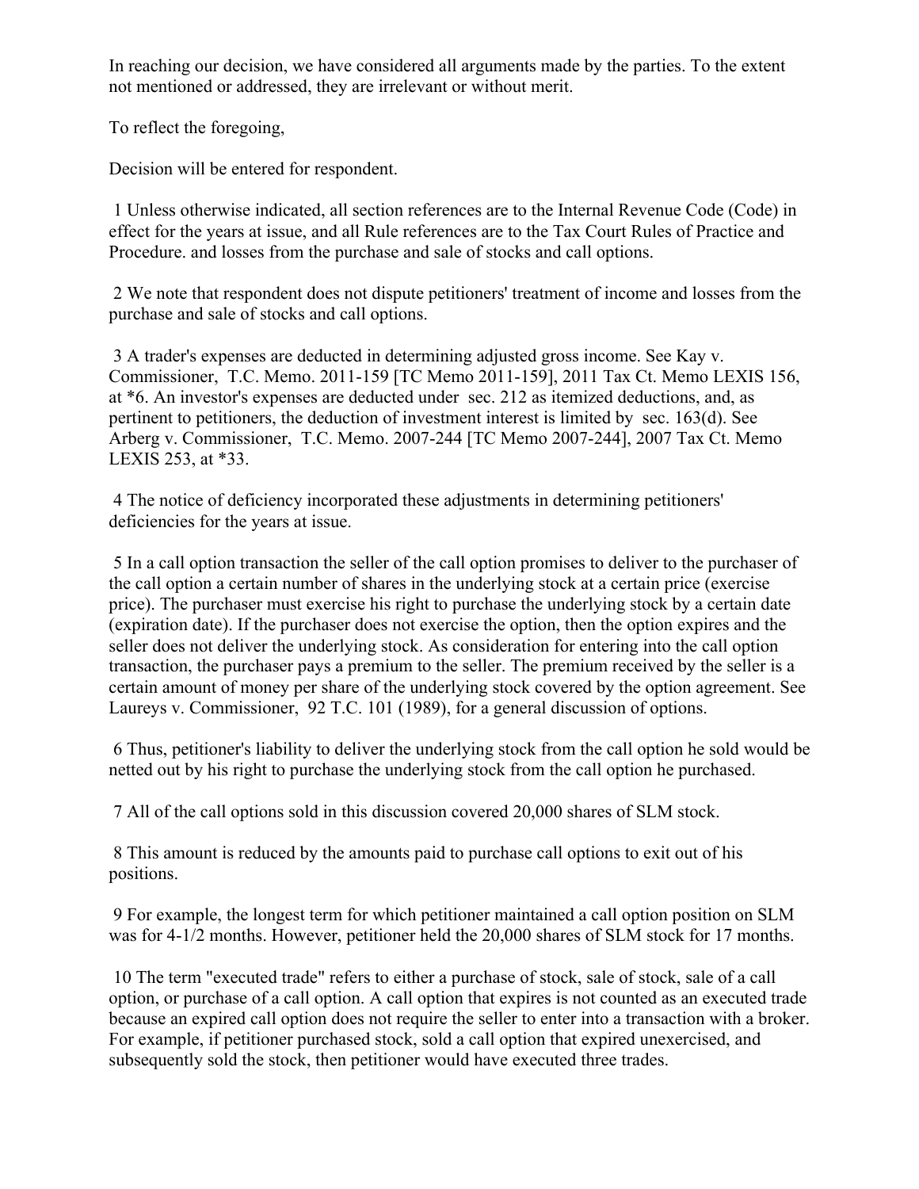In reaching our decision, we have considered all arguments made by the parties. To the extent not mentioned or addressed, they are irrelevant or without merit.

To reflect the foregoing,

Decision will be entered for respondent.

1 Unless otherwise indicated, all section references are to the Internal Revenue Code (Code) in effect for the years at issue, and all Rule references are to the Tax Court Rules of Practice and Procedure. and losses from the purchase and sale of stocks and call options.

2 We note that respondent does not dispute petitioners' treatment of income and losses from the purchase and sale of stocks and call options.

3 A trader's expenses are deducted in determining adjusted gross income. See Kay v. Commissioner, T.C. Memo. 2011-159 [TC Memo 2011-159], 2011 Tax Ct. Memo LEXIS 156, at *6. An investor's expenses are deducted under sec. 212 as itemized deductions, and, as pertinent to petitioners, the deduction of investment interest is limited by sec. 163(d). See Arberg v. Commissioner, T.C. Memo. 2007-244 [TC Memo 2007-244], 2007 Tax Ct. Memo LEXIS 253, at *33.

4 The notice of deficiency incorporated these adjustments in determining petitioners' deficiencies for the years at issue.

5 In a call option transaction the seller of the call option promises to deliver to the purchaser of the call option a certain number of shares in the underlying stock at a certain price (exercise price). The purchaser must exercise his right to purchase the underlying stock by a certain date (expiration date). If the purchaser does not exercise the option, then the option expires and the seller does not deliver the underlying stock. As consideration for entering into the call option transaction, the purchaser pays a premium to the seller. The premium received by the seller is a certain amount of money per share of the underlying stock covered by the option agreement. See Laureys v. Commissioner, 92 T.C. 101 (1989), for a general discussion of options.

6 Thus, petitioner's liability to deliver the underlying stock from the call option he sold would be netted out by his right to purchase the underlying stock from the call option he purchased.

7 All of the call options sold in this discussion covered 20,000 shares of SLM stock.

8 This amount is reduced by the amounts paid to purchase call options to exit out of his positions.

9 For example, the longest term for which petitioner maintained a call option position on SLM was for 4-1/2 months. However, petitioner held the 20,000 shares of SLM stock for 17 months.

10 The term "executed trade" refers to either a purchase of stock, sale of stock, sale of a call option, or purchase of a call option. A call option that expires is not counted as an executed trade because an expired call option does not require the seller to enter into a transaction with a broker. For example, if petitioner purchased stock, sold a call option that expired unexercised, and subsequently sold the stock, then petitioner would have executed three trades.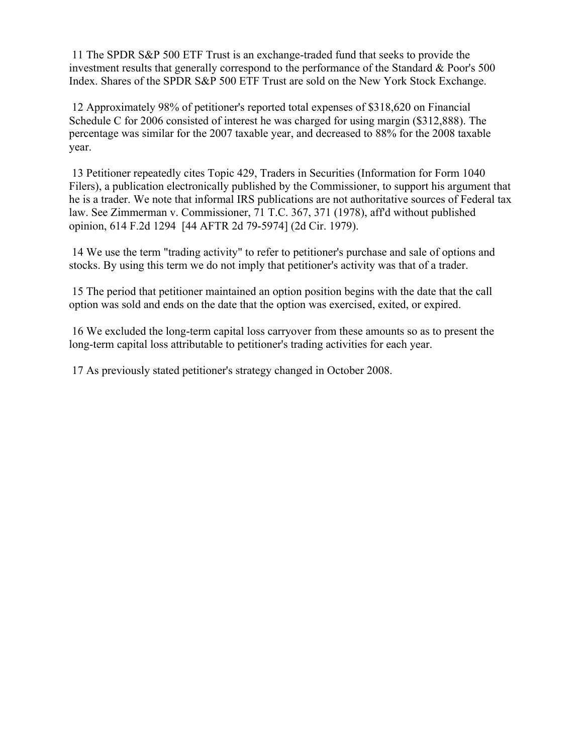11 The SPDR S&P 500 ETF Trust is an exchange-traded fund that seeks to provide the investment results that generally correspond to the performance of the Standard & Poor's 500 Index. Shares of the SPDR S&P 500 ETF Trust are sold on the New York Stock Exchange.

12 Approximately 98% of petitioner's reported total expenses of $318,620 on Financial Schedule C for 2006 consisted of interest he was charged for using margin ($312,888). The percentage was similar for the 2007 taxable year, and decreased to 88% for the 2008 taxable year.

13 Petitioner repeatedly cites Topic 429, Traders in Securities (Information for Form 1040 Filers), a publication electronically published by the Commissioner, to support his argument that he is a trader. We note that informal IRS publications are not authoritative sources of Federal tax law. See Zimmerman v. Commissioner, 71 T.C. 367, 371 (1978), aff'd without published opinion, 614 F.2d 1294 [44 AFTR 2d 79-5974] (2d Cir. 1979).

14 We use the term "trading activity" to refer to petitioner's purchase and sale of options and stocks. By using this term we do not imply that petitioner's activity was that of a trader.

15 The period that petitioner maintained an option position begins with the date that the call option was sold and ends on the date that the option was exercised, exited, or expired.

16 We excluded the long-term capital loss carryover from these amounts so as to present the long-term capital loss attributable to petitioner's trading activities for each year.

17 As previously stated petitioner's strategy changed in October 2008.